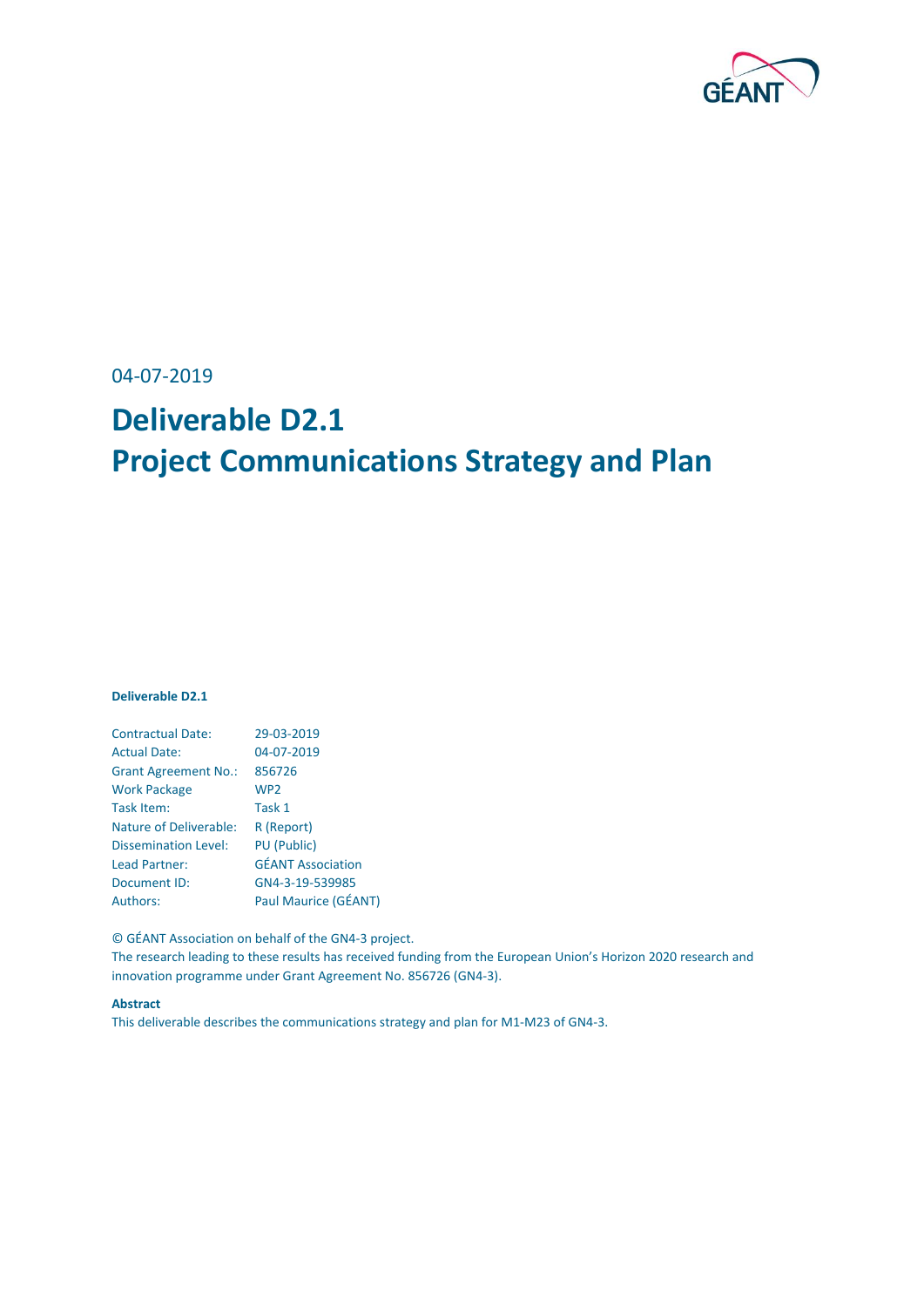04-07-2019

# Deliverable D2.1
# Project Communications Strategy and Plan

**Deliverable D2.1**

| | |
|---|---|
| Contractual Date: | 29-03-2019 |
| Actual Date: | 04-07-2019 |
| Grant Agreement No.: | 856726 |
| Work Package | WP2 |
| Task Item: | Task 1 |
| Nature of Deliverable: | R (Report) |
| Dissemination Level: | PU (Public) |
| Lead Partner: | GÉANT Association |
| Document ID: | GN4-3-19-539985 |
| Authors: | Paul Maurice (GÉANT) |

© GÉANT Association on behalf of the GN4-3 project.
The research leading to these results has received funding from the European Union's Horizon 2020 research and innovation programme under Grant Agreement No. 856726 (GN4-3).

**Abstract**
This deliverable describes the communications strategy and plan for M1-M23 of GN4-3.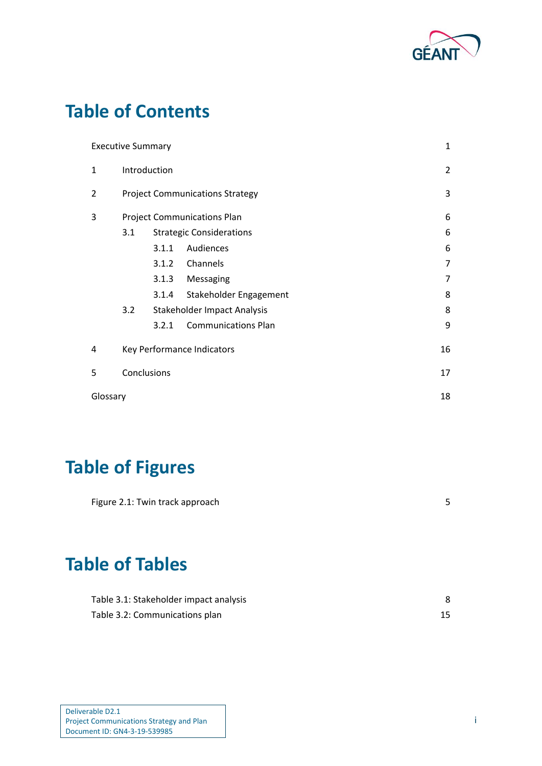# Table of Contents

| | | |
|---|---|---|
| Executive Summary | | 1 |
| 1 | Introduction | 2 |
| 2 | Project Communications Strategy | 3 |
| 3 | Project Communications Plan | 6 |
| | 3.1 Strategic Considerations | 6 |
| | 3.1.1 Audiences | 6 |
| | 3.1.2 Channels | 7 |
| | 3.1.3 Messaging | 7 |
| | 3.1.4 Stakeholder Engagement | 8 |
| | 3.2 Stakeholder Impact Analysis | 8 |
| | 3.2.1 Communications Plan | 9 |
| 4 | Key Performance Indicators | 16 |
| 5 | Conclusions | 17 |
| Glossary | | 18 |

# Table of Figures

| | |
|---|---|
| Figure 2.1: Twin track approach | 5 |

# Table of Tables

| | |
|---|---|
| Table 3.1: Stakeholder impact analysis | 8 |
| Table 3.2: Communications plan | 15 |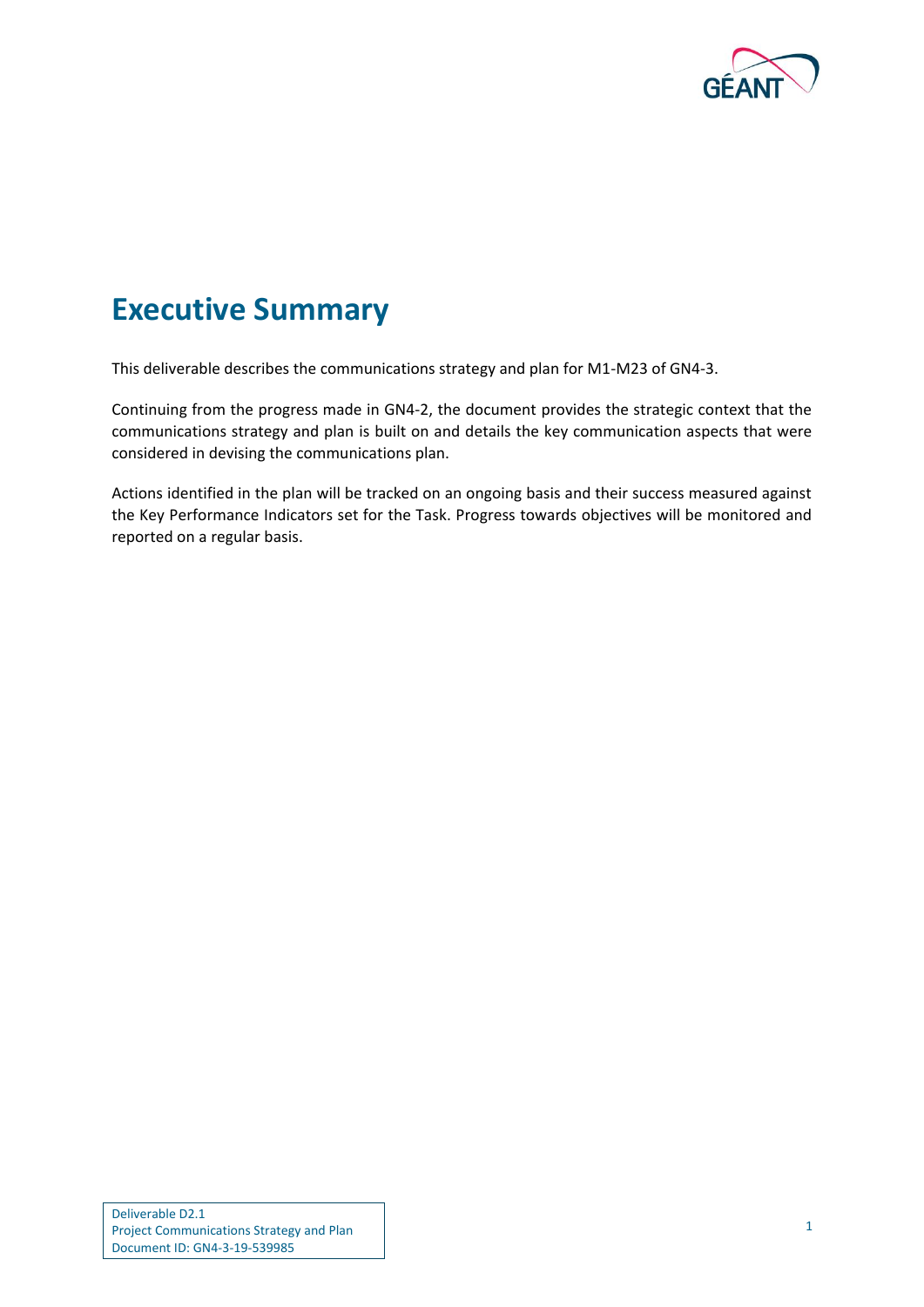# Executive Summary

This deliverable describes the communications strategy and plan for M1-M23 of GN4-3.

Continuing from the progress made in GN4-2, the document provides the strategic context that the communications strategy and plan is built on and details the key communication aspects that were considered in devising the communications plan.

Actions identified in the plan will be tracked on an ongoing basis and their success measured against the Key Performance Indicators set for the Task. Progress towards objectives will be monitored and reported on a regular basis.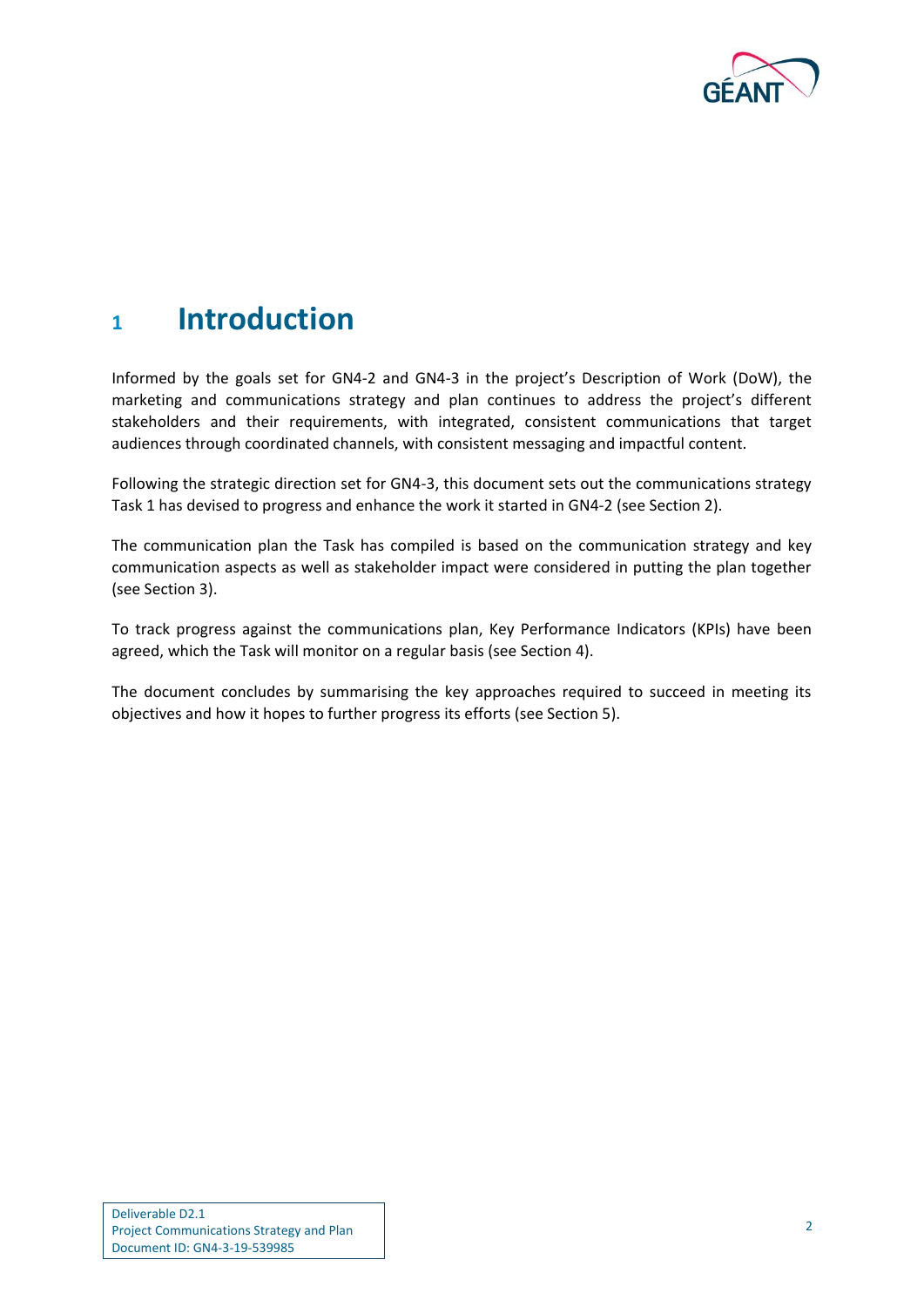# 1 Introduction

Informed by the goals set for GN4-2 and GN4-3 in the project's Description of Work (DoW), the marketing and communications strategy and plan continues to address the project's different stakeholders and their requirements, with integrated, consistent communications that target audiences through coordinated channels, with consistent messaging and impactful content.

Following the strategic direction set for GN4-3, this document sets out the communications strategy Task 1 has devised to progress and enhance the work it started in GN4-2 (see Section 2).

The communication plan the Task has compiled is based on the communication strategy and key communication aspects as well as stakeholder impact were considered in putting the plan together (see Section 3).

To track progress against the communications plan, Key Performance Indicators (KPIs) have been agreed, which the Task will monitor on a regular basis (see Section 4).

The document concludes by summarising the key approaches required to succeed in meeting its objectives and how it hopes to further progress its efforts (see Section 5).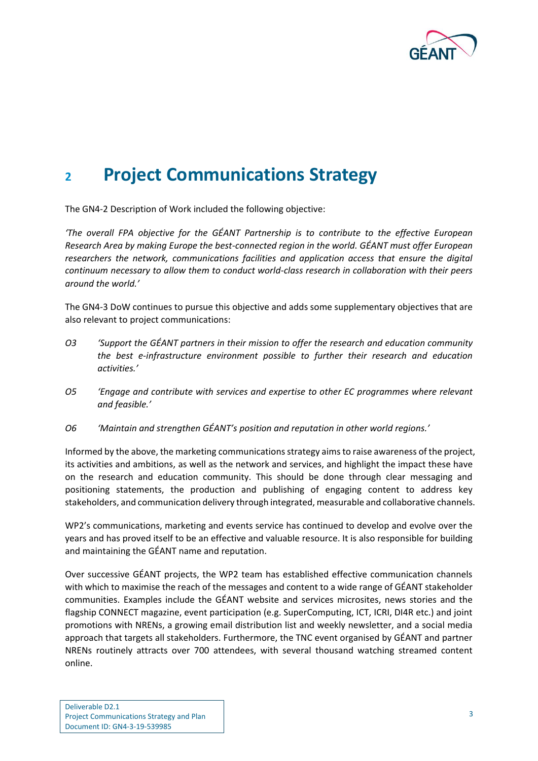# 2 Project Communications Strategy

The GN4-2 Description of Work included the following objective:

*'The overall FPA objective for the GÉANT Partnership is to contribute to the effective European Research Area by making Europe the best-connected region in the world. GÉANT must offer European researchers the network, communications facilities and application access that ensure the digital continuum necessary to allow them to conduct world-class research in collaboration with their peers around the world.'*

The GN4-3 DoW continues to pursue this objective and adds some supplementary objectives that are also relevant to project communications:

*O3 'Support the GÉANT partners in their mission to offer the research and education community the best e-infrastructure environment possible to further their research and education activities.'*

*O5 'Engage and contribute with services and expertise to other EC programmes where relevant and feasible.'*

*O6 'Maintain and strengthen GÉANT's position and reputation in other world regions.'*

Informed by the above, the marketing communications strategy aims to raise awareness of the project, its activities and ambitions, as well as the network and services, and highlight the impact these have on the research and education community. This should be done through clear messaging and positioning statements, the production and publishing of engaging content to address key stakeholders, and communication delivery through integrated, measurable and collaborative channels.

WP2's communications, marketing and events service has continued to develop and evolve over the years and has proved itself to be an effective and valuable resource. It is also responsible for building and maintaining the GÉANT name and reputation.

Over successive GÉANT projects, the WP2 team has established effective communication channels with which to maximise the reach of the messages and content to a wide range of GÉANT stakeholder communities. Examples include the GÉANT website and services microsites, news stories and the flagship CONNECT magazine, event participation (e.g. SuperComputing, ICT, ICRI, DI4R etc.) and joint promotions with NRENs, a growing email distribution list and weekly newsletter, and a social media approach that targets all stakeholders. Furthermore, the TNC event organised by GÉANT and partner NRENs routinely attracts over 700 attendees, with several thousand watching streamed content online.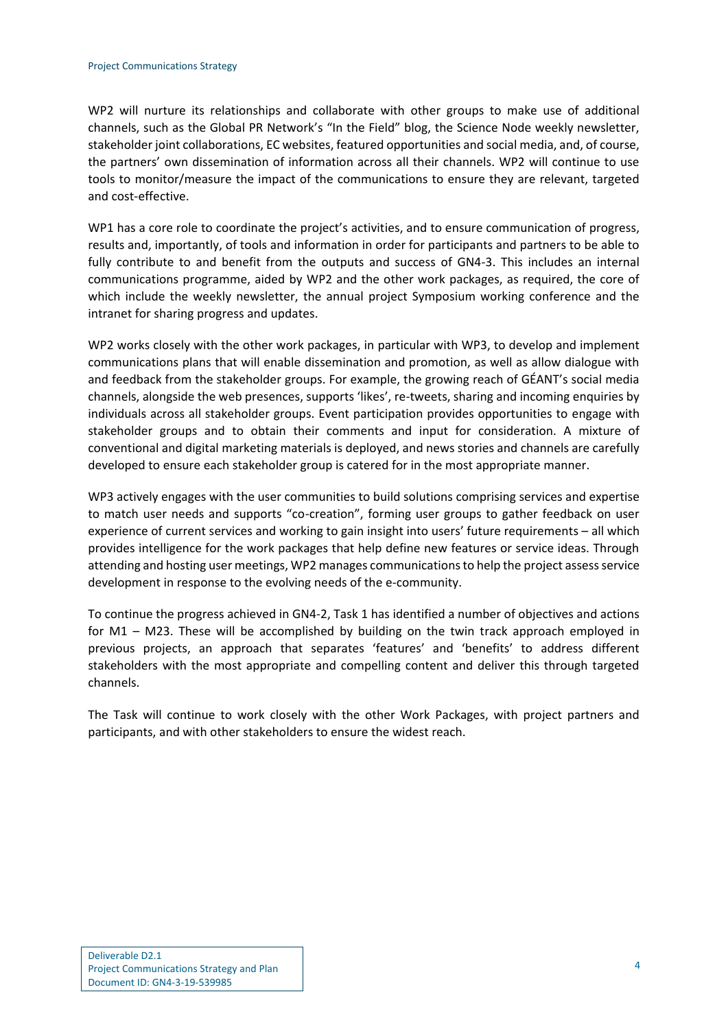WP2 will nurture its relationships and collaborate with other groups to make use of additional channels, such as the Global PR Network's "In the Field" blog, the Science Node weekly newsletter, stakeholder joint collaborations, EC websites, featured opportunities and social media, and, of course, the partners' own dissemination of information across all their channels. WP2 will continue to use tools to monitor/measure the impact of the communications to ensure they are relevant, targeted and cost-effective.

WP1 has a core role to coordinate the project's activities, and to ensure communication of progress, results and, importantly, of tools and information in order for participants and partners to be able to fully contribute to and benefit from the outputs and success of GN4-3. This includes an internal communications programme, aided by WP2 and the other work packages, as required, the core of which include the weekly newsletter, the annual project Symposium working conference and the intranet for sharing progress and updates.

WP2 works closely with the other work packages, in particular with WP3, to develop and implement communications plans that will enable dissemination and promotion, as well as allow dialogue with and feedback from the stakeholder groups. For example, the growing reach of GÉANT's social media channels, alongside the web presences, supports 'likes', re-tweets, sharing and incoming enquiries by individuals across all stakeholder groups. Event participation provides opportunities to engage with stakeholder groups and to obtain their comments and input for consideration. A mixture of conventional and digital marketing materials is deployed, and news stories and channels are carefully developed to ensure each stakeholder group is catered for in the most appropriate manner.

WP3 actively engages with the user communities to build solutions comprising services and expertise to match user needs and supports "co-creation", forming user groups to gather feedback on user experience of current services and working to gain insight into users' future requirements – all which provides intelligence for the work packages that help define new features or service ideas. Through attending and hosting user meetings, WP2 manages communications to help the project assess service development in response to the evolving needs of the e-community.

To continue the progress achieved in GN4-2, Task 1 has identified a number of objectives and actions for M1 – M23. These will be accomplished by building on the twin track approach employed in previous projects, an approach that separates 'features' and 'benefits' to address different stakeholders with the most appropriate and compelling content and deliver this through targeted channels.

The Task will continue to work closely with the other Work Packages, with project partners and participants, and with other stakeholders to ensure the widest reach.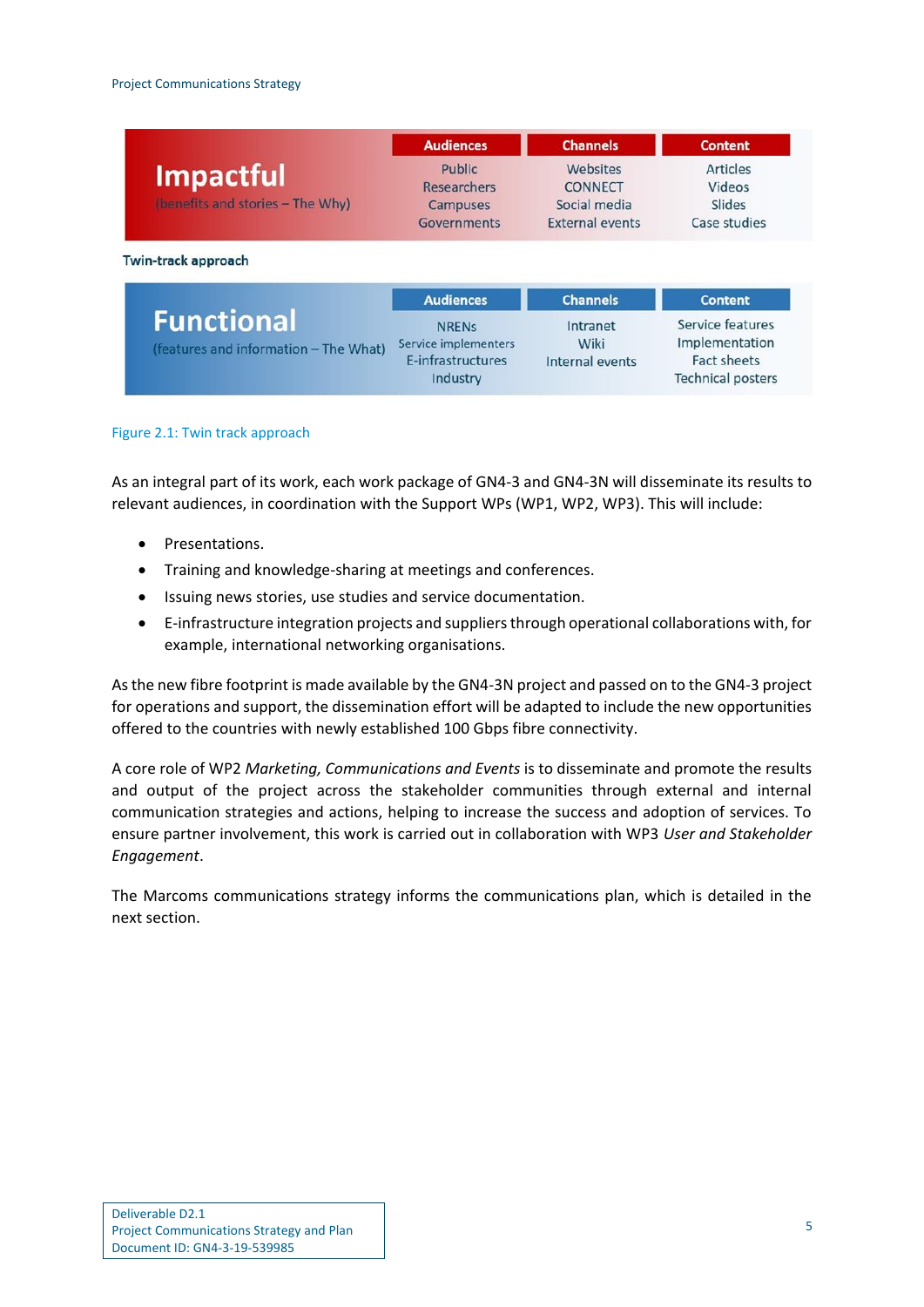| Impactful (benefits and stories – The Why) | Audiences | Channels | Content |
|---|---|---|---|
| | Public | Websites | Articles |
| | Researchers | CONNECT | Videos |
| | Campuses | Social media | Slides |
| | Governments | External events | Case studies |

Twin-track approach

| Functional (features and information – The What) | Audiences | Channels | Content |
|---|---|---|---|
| | NRENs | Intranet | Service features |
| | Service implementers | Wiki | Implementation |
| | E-infrastructures | Internal events | Fact sheets |
| | Industry | | Technical posters |

Figure 2.1: Twin track approach

As an integral part of its work, each work package of GN4-3 and GN4-3N will disseminate its results to relevant audiences, in coordination with the Support WPs (WP1, WP2, WP3). This will include:

- Presentations.
- Training and knowledge-sharing at meetings and conferences.
- Issuing news stories, use studies and service documentation.
- E-infrastructure integration projects and suppliers through operational collaborations with, for example, international networking organisations.

As the new fibre footprint is made available by the GN4-3N project and passed on to the GN4-3 project for operations and support, the dissemination effort will be adapted to include the new opportunities offered to the countries with newly established 100 Gbps fibre connectivity.

A core role of WP2 *Marketing, Communications and Events* is to disseminate and promote the results and output of the project across the stakeholder communities through external and internal communication strategies and actions, helping to increase the success and adoption of services. To ensure partner involvement, this work is carried out in collaboration with WP3 *User and Stakeholder Engagement*.

The Marcoms communications strategy informs the communications plan, which is detailed in the next section.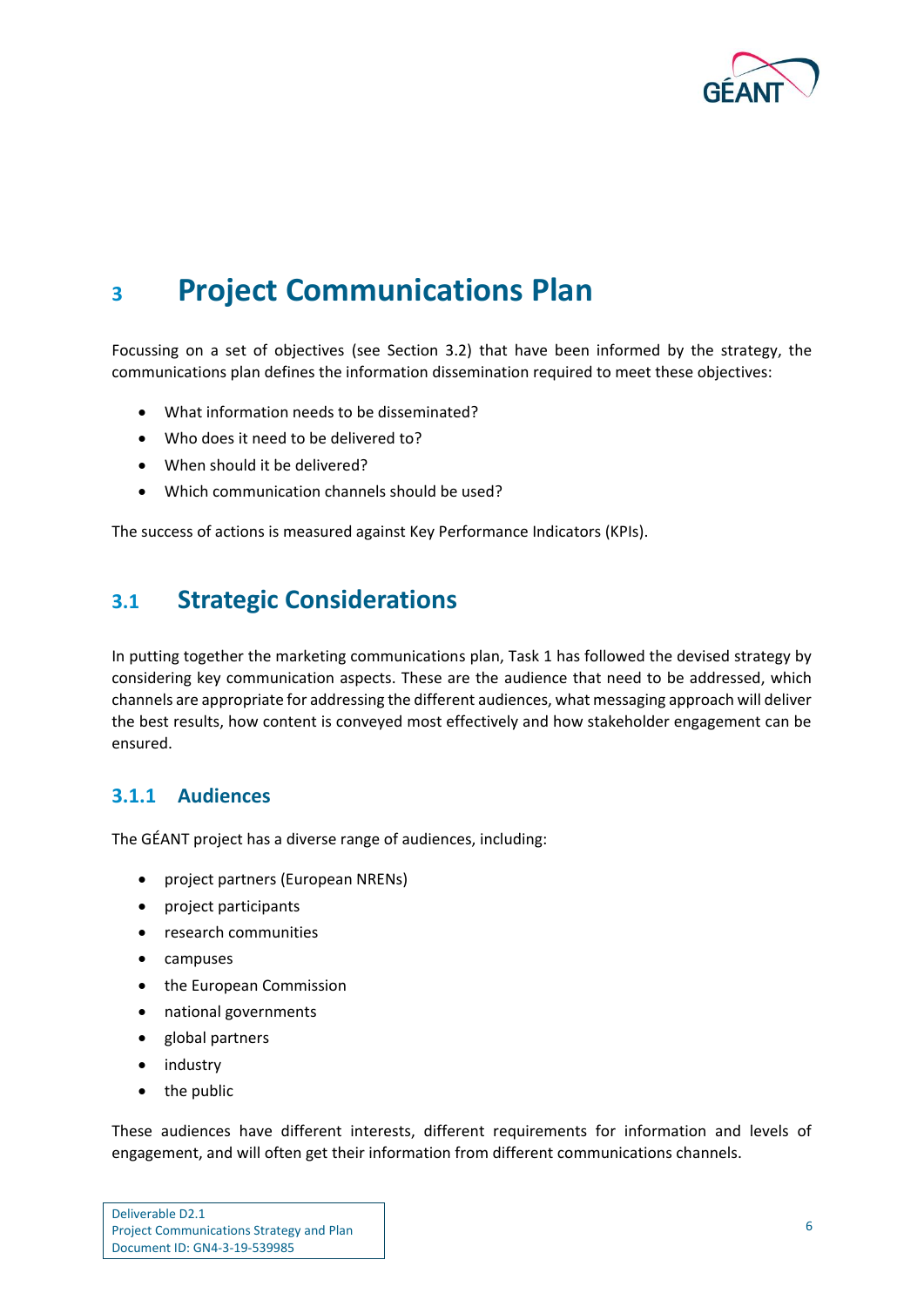# 3 Project Communications Plan

Focussing on a set of objectives (see Section 3.2) that have been informed by the strategy, the communications plan defines the information dissemination required to meet these objectives:

- What information needs to be disseminated?
- Who does it need to be delivered to?
- When should it be delivered?
- Which communication channels should be used?

The success of actions is measured against Key Performance Indicators (KPIs).

## 3.1 Strategic Considerations

In putting together the marketing communications plan, Task 1 has followed the devised strategy by considering key communication aspects. These are the audience that need to be addressed, which channels are appropriate for addressing the different audiences, what messaging approach will deliver the best results, how content is conveyed most effectively and how stakeholder engagement can be ensured.

### 3.1.1 Audiences

The GÉANT project has a diverse range of audiences, including:

- project partners (European NRENs)
- project participants
- research communities
- campuses
- the European Commission
- national governments
- global partners
- industry
- the public

These audiences have different interests, different requirements for information and levels of engagement, and will often get their information from different communications channels.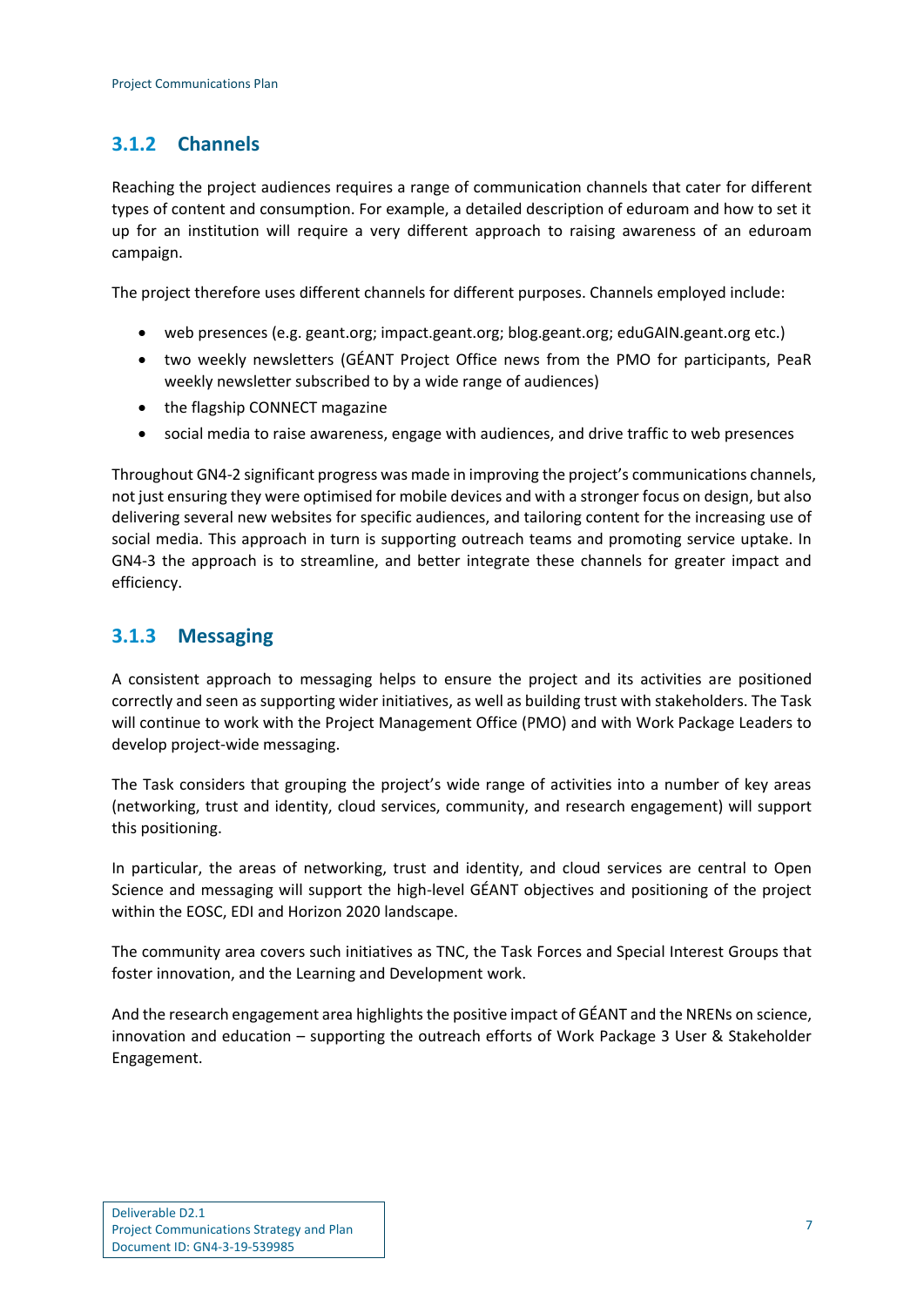### 3.1.2 Channels

Reaching the project audiences requires a range of communication channels that cater for different types of content and consumption. For example, a detailed description of eduroam and how to set it up for an institution will require a very different approach to raising awareness of an eduroam campaign.

The project therefore uses different channels for different purposes. Channels employed include:

- web presences (e.g. geant.org; impact.geant.org; blog.geant.org; eduGAIN.geant.org etc.)
- two weekly newsletters (GÉANT Project Office news from the PMO for participants, PeaR weekly newsletter subscribed to by a wide range of audiences)
- the flagship CONNECT magazine
- social media to raise awareness, engage with audiences, and drive traffic to web presences

Throughout GN4-2 significant progress was made in improving the project's communications channels, not just ensuring they were optimised for mobile devices and with a stronger focus on design, but also delivering several new websites for specific audiences, and tailoring content for the increasing use of social media. This approach in turn is supporting outreach teams and promoting service uptake. In GN4-3 the approach is to streamline, and better integrate these channels for greater impact and efficiency.

### 3.1.3 Messaging

A consistent approach to messaging helps to ensure the project and its activities are positioned correctly and seen as supporting wider initiatives, as well as building trust with stakeholders. The Task will continue to work with the Project Management Office (PMO) and with Work Package Leaders to develop project-wide messaging.

The Task considers that grouping the project's wide range of activities into a number of key areas (networking, trust and identity, cloud services, community, and research engagement) will support this positioning.

In particular, the areas of networking, trust and identity, and cloud services are central to Open Science and messaging will support the high-level GÉANT objectives and positioning of the project within the EOSC, EDI and Horizon 2020 landscape.

The community area covers such initiatives as TNC, the Task Forces and Special Interest Groups that foster innovation, and the Learning and Development work.

And the research engagement area highlights the positive impact of GÉANT and the NRENs on science, innovation and education – supporting the outreach efforts of Work Package 3 User & Stakeholder Engagement.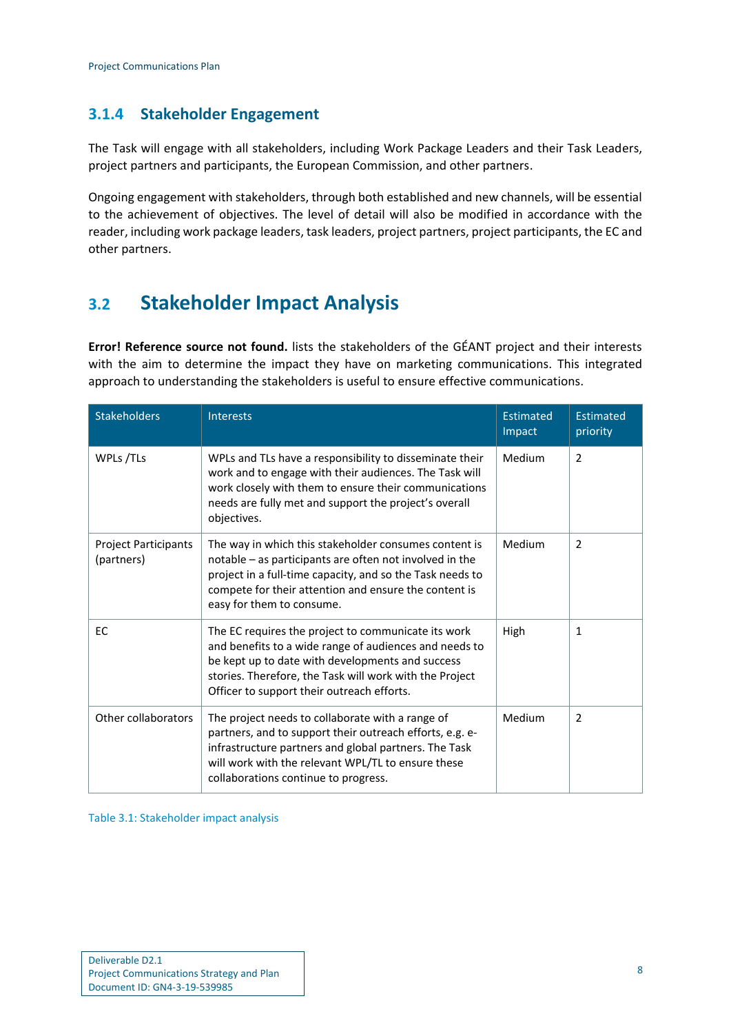### 3.1.4 Stakeholder Engagement

The Task will engage with all stakeholders, including Work Package Leaders and their Task Leaders, project partners and participants, the European Commission, and other partners.

Ongoing engagement with stakeholders, through both established and new channels, will be essential to the achievement of objectives. The level of detail will also be modified in accordance with the reader, including work package leaders, task leaders, project partners, project participants, the EC and other partners.

## 3.2 Stakeholder Impact Analysis

**Error! Reference source not found.** lists the stakeholders of the GÉANT project and their interests with the aim to determine the impact they have on marketing communications. This integrated approach to understanding the stakeholders is useful to ensure effective communications.

| Stakeholders | Interests | Estimated Impact | Estimated priority |
|---|---|---|---|
| WPLs /TLs | WPLs and TLs have a responsibility to disseminate their work and to engage with their audiences. The Task will work closely with them to ensure their communications needs are fully met and support the project's overall objectives. | Medium | 2 |
| Project Participants (partners) | The way in which this stakeholder consumes content is notable – as participants are often not involved in the project in a full-time capacity, and so the Task needs to compete for their attention and ensure the content is easy for them to consume. | Medium | 2 |
| EC | The EC requires the project to communicate its work and benefits to a wide range of audiences and needs to be kept up to date with developments and success stories. Therefore, the Task will work with the Project Officer to support their outreach efforts. | High | 1 |
| Other collaborators | The project needs to collaborate with a range of partners, and to support their outreach efforts, e.g. e-infrastructure partners and global partners. The Task will work with the relevant WPL/TL to ensure these collaborations continue to progress. | Medium | 2 |

Table 3.1: Stakeholder impact analysis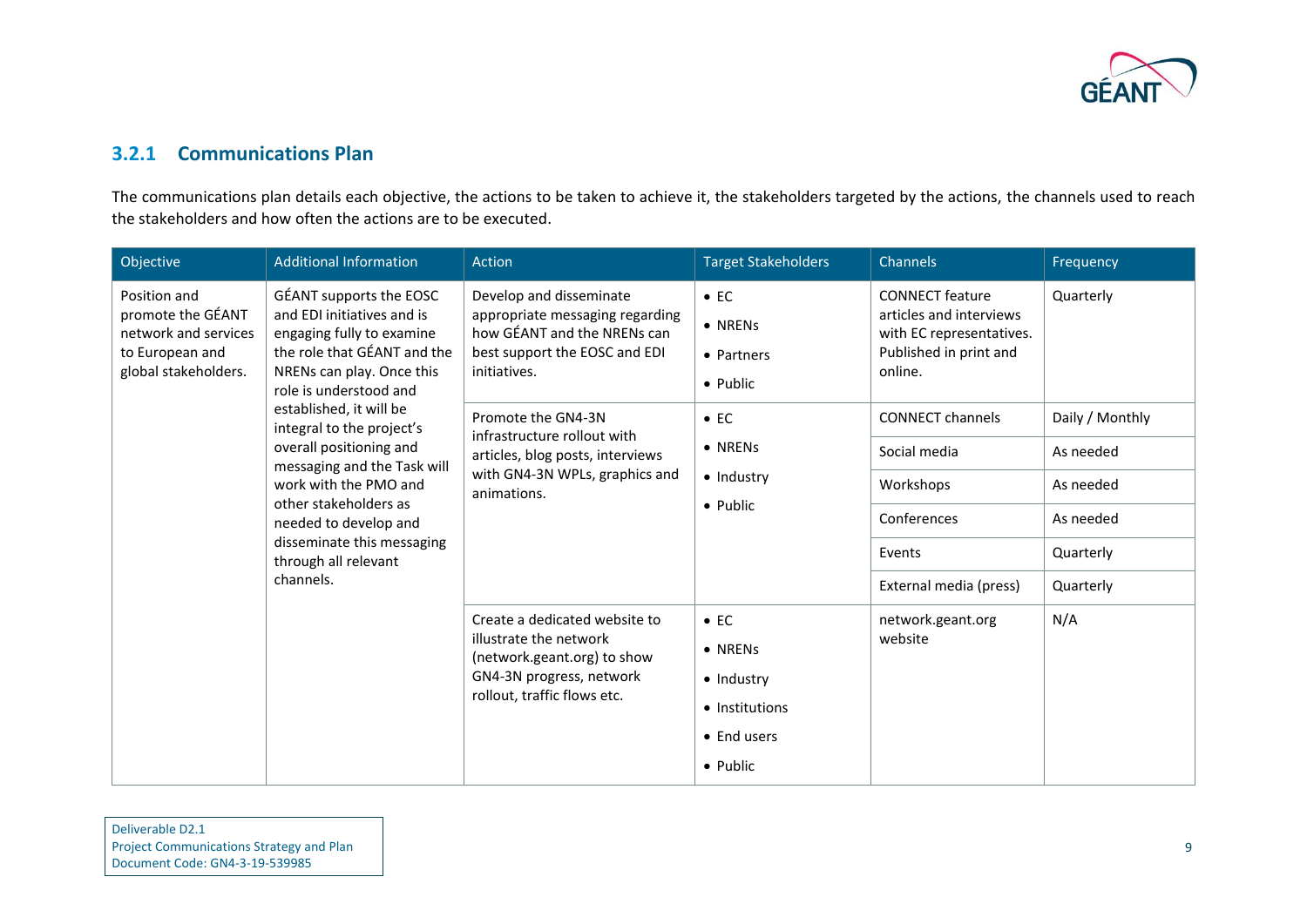### 3.2.1 Communications Plan

The communications plan details each objective, the actions to be taken to achieve it, the stakeholders targeted by the actions, the channels used to reach the stakeholders and how often the actions are to be executed.

| Objective | Additional Information | Action | Target Stakeholders | Channels | Frequency |
|---|---|---|---|---|---|
| Position and promote the GÉANT network and services to European and global stakeholders. | GÉANT supports the EOSC and EDI initiatives and is engaging fully to examine the role that GÉANT and the NRENs can play. Once this role is understood and established, it will be integral to the project's overall positioning and messaging and the Task will work with the PMO and other stakeholders as needed to develop and disseminate this messaging through all relevant channels. | Develop and disseminate appropriate messaging regarding how GÉANT and the NRENs can best support the EOSC and EDI initiatives. | • EC<br>• NRENs<br>• Partners<br>• Public | CONNECT feature articles and interviews with EC representatives. Published in print and online. | Quarterly |
| | | Promote the GN4-3N infrastructure rollout with articles, blog posts, interviews with GN4-3N WPLs, graphics and animations. | • EC<br>• NRENs<br>• Industry<br>• Public | CONNECT channels | Daily / Monthly |
| | | | | Social media | As needed |
| | | | | Workshops | As needed |
| | | | | Conferences | As needed |
| | | | | Events | Quarterly |
| | | | | External media (press) | Quarterly |
| | | Create a dedicated website to illustrate the network (network.geant.org) to show GN4-3N progress, network rollout, traffic flows etc. | • EC<br>• NRENs<br>• Industry<br>• Institutions<br>• End users<br>• Public | network.geant.org website | N/A |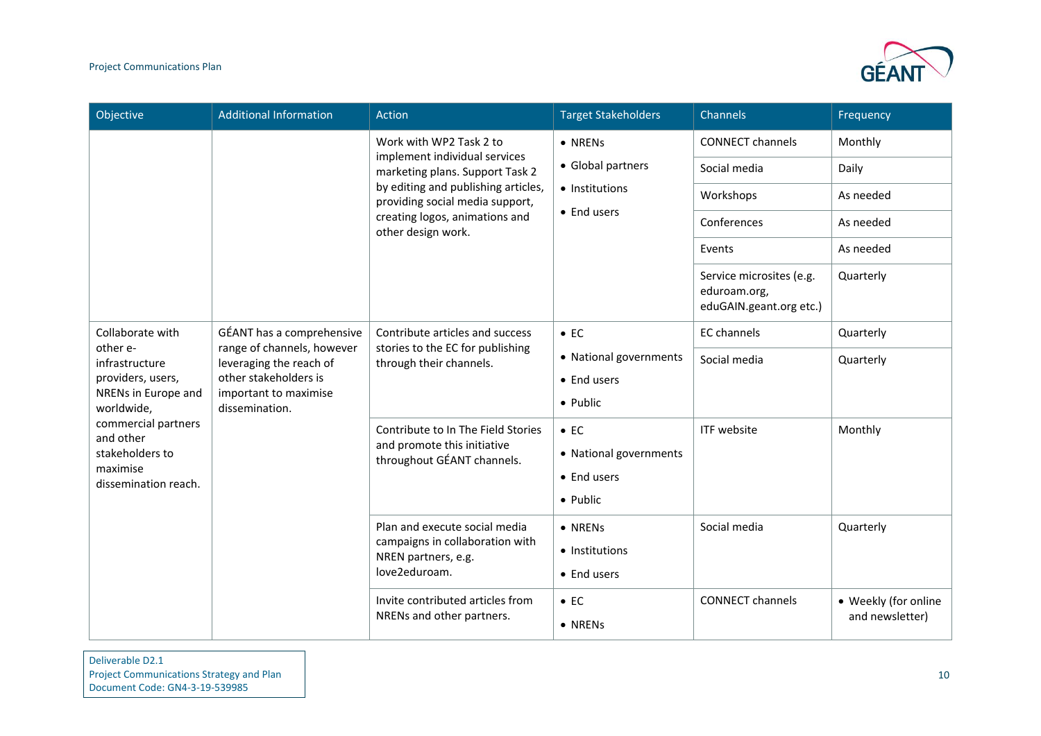| Objective | Additional Information | Action | Target Stakeholders | Channels | Frequency |
|---|---|---|---|---|---|
| | | Work with WP2 Task 2 to implement individual services marketing plans. Support Task 2 by editing and publishing articles, providing social media support, creating logos, animations and other design work. | • NRENs<br>• Global partners<br>• Institutions<br>• End users | CONNECT channels | Monthly |
| | | | | Social media | Daily |
| | | | | Workshops | As needed |
| | | | | Conferences | As needed |
| | | | | Events | As needed |
| | | | | Service microsites (e.g. eduroam.org, eduGAIN.geant.org etc.) | Quarterly |
| Collaborate with other e-infrastructure providers, users, NRENs in Europe and worldwide, commercial partners and other stakeholders to maximise dissemination reach. | GÉANT has a comprehensive range of channels, however leveraging the reach of other stakeholders is important to maximise dissemination. | Contribute articles and success stories to the EC for publishing through their channels. | • EC<br>• National governments<br>• End users<br>• Public | EC channels | Quarterly |
| | | | | Social media | Quarterly |
| | | Contribute to In The Field Stories and promote this initiative throughout GÉANT channels. | • EC<br>• National governments<br>• End users<br>• Public | ITF website | Monthly |
| | | Plan and execute social media campaigns in collaboration with NREN partners, e.g. love2eduroam. | • NRENs<br>• Institutions<br>• End users | Social media | Quarterly |
| | | Invite contributed articles from NRENs and other partners. | • EC<br>• NRENs | CONNECT channels | • Weekly (for online and newsletter) |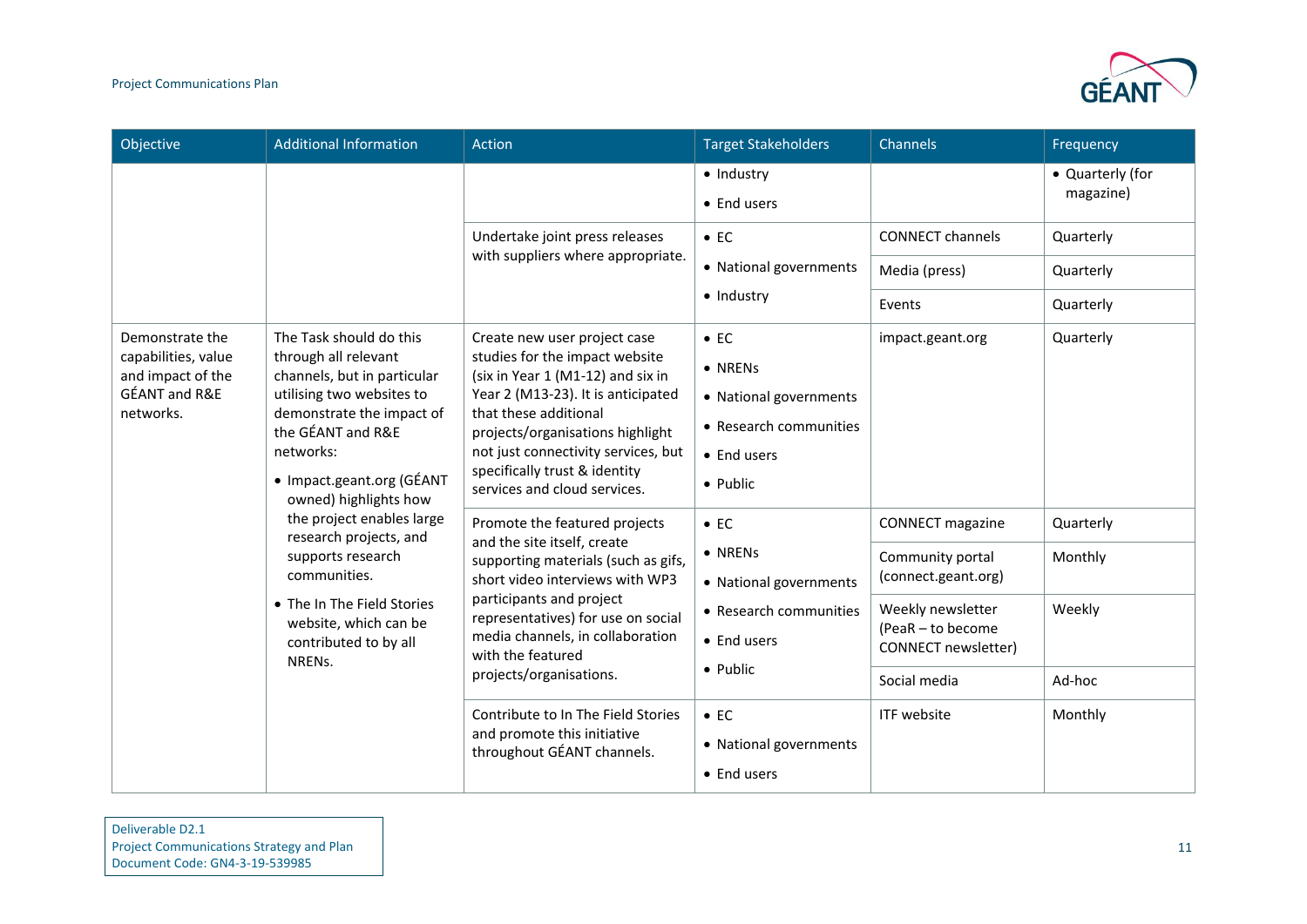| Objective | Additional Information | Action | Target Stakeholders | Channels | Frequency |
|---|---|---|---|---|---|
| | | | • Industry<br>• End users | | • Quarterly (for magazine) |
| | | Undertake joint press releases with suppliers where appropriate. | • EC<br>• National governments<br>• Industry | CONNECT channels | Quarterly |
| | | | | Media (press) | Quarterly |
| | | | | Events | Quarterly |
| Demonstrate the capabilities, value and impact of the GÉANT and R&E networks. | The Task should do this through all relevant channels, but in particular utilising two websites to demonstrate the impact of the GÉANT and R&E networks:<br>• Impact.geant.org (GÉANT owned) highlights how the project enables large research projects, and supports research communities.<br>• The In The Field Stories website, which can be contributed to by all NRENs. | Create new user project case studies for the impact website (six in Year 1 (M1-12) and six in Year 2 (M13-23). It is anticipated that these additional projects/organisations highlight not just connectivity services, but specifically trust & identity services and cloud services. | • EC<br>• NRENs<br>• National governments<br>• Research communities<br>• End users<br>• Public | impact.geant.org | Quarterly |
| | | Promote the featured projects and the site itself, create supporting materials (such as gifs, short video interviews with WP3 participants and project representatives) for use on social media channels, in collaboration with the featured projects/organisations. | • EC<br>• NRENs<br>• National governments<br>• Research communities<br>• End users<br>• Public | CONNECT magazine | Quarterly |
| | | | | Community portal (connect.geant.org) | Monthly |
| | | | | Weekly newsletter (PeaR – to become CONNECT newsletter) | Weekly |
| | | | | Social media | Ad-hoc |
| | | Contribute to In The Field Stories and promote this initiative throughout GÉANT channels. | • EC<br>• National governments<br>• End users | ITF website | Monthly |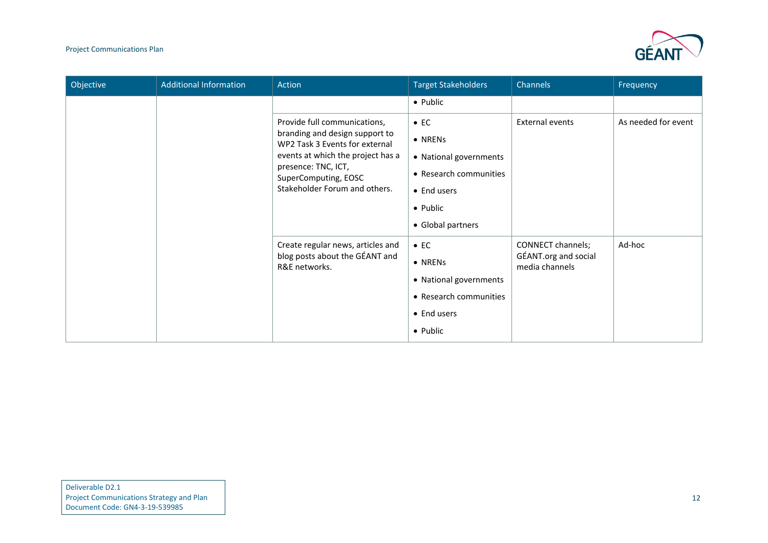| Objective | Additional Information | Action | Target Stakeholders | Channels | Frequency |
|---|---|---|---|---|---|
| | | | • Public | | |
| | | Provide full communications, branding and design support to WP2 Task 3 Events for external events at which the project has a presence: TNC, ICT, SuperComputing, EOSC Stakeholder Forum and others. | • EC<br>• NRENs<br>• National governments<br>• Research communities<br>• End users<br>• Public<br>• Global partners | External events | As needed for event |
| | | Create regular news, articles and blog posts about the GÉANT and R&E networks. | • EC<br>• NRENs<br>• National governments<br>• Research communities<br>• End users<br>• Public | CONNECT channels; GÉANT.org and social media channels | Ad-hoc |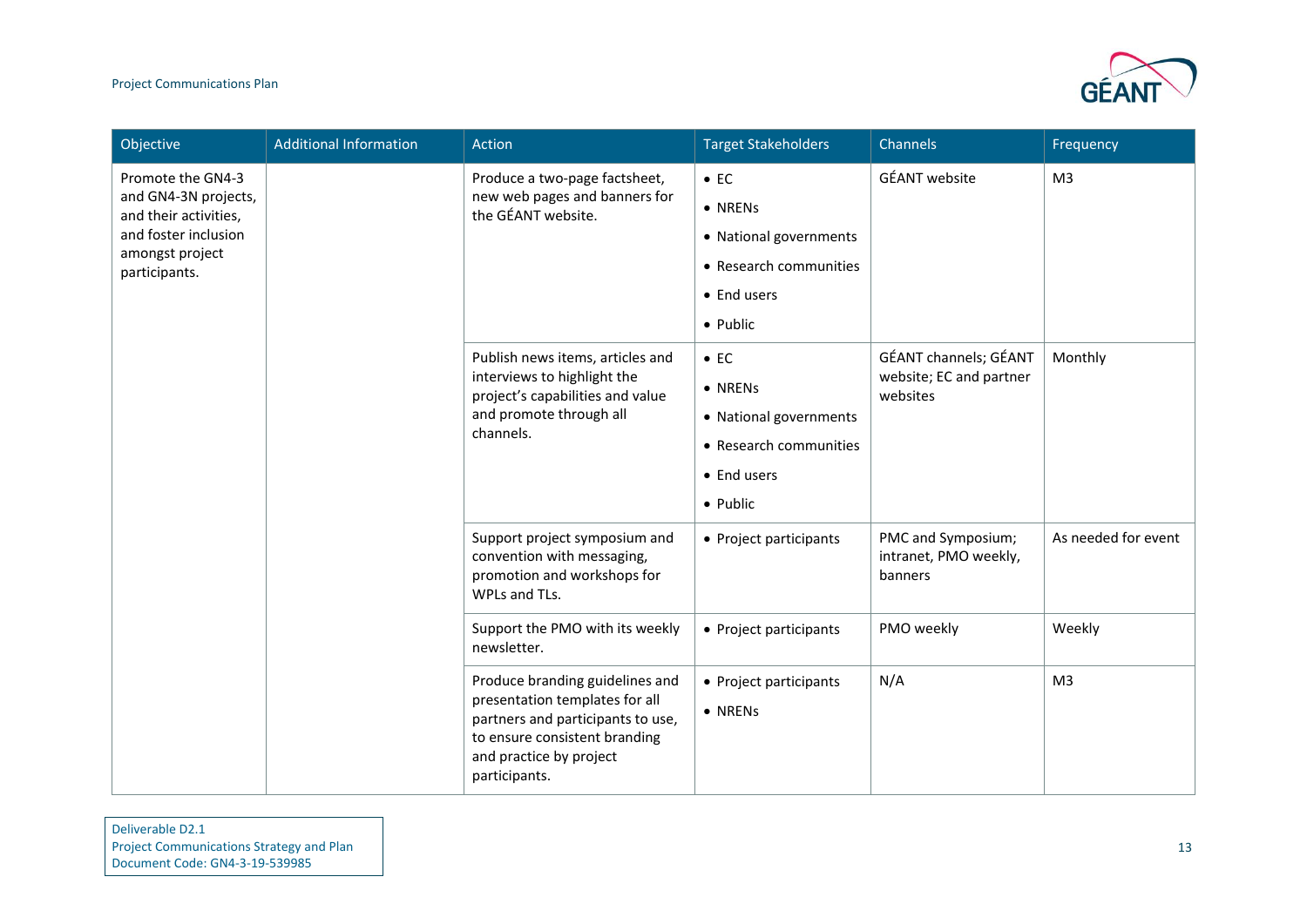| Objective | Additional Information | Action | Target Stakeholders | Channels | Frequency |
|---|---|---|---|---|---|
| Promote the GN4-3 and GN4-3N projects, and their activities, and foster inclusion amongst project participants. | | Produce a two-page factsheet, new web pages and banners for the GÉANT website. | • EC<br>• NRENs<br>• National governments<br>• Research communities<br>• End users<br>• Public | GÉANT website | M3 |
| | | Publish news items, articles and interviews to highlight the project's capabilities and value and promote through all channels. | • EC<br>• NRENs<br>• National governments<br>• Research communities<br>• End users<br>• Public | GÉANT channels; GÉANT website; EC and partner websites | Monthly |
| | | Support project symposium and convention with messaging, promotion and workshops for WPLs and TLs. | • Project participants | PMC and Symposium; intranet, PMO weekly, banners | As needed for event |
| | | Support the PMO with its weekly newsletter. | • Project participants | PMO weekly | Weekly |
| | | Produce branding guidelines and presentation templates for all partners and participants to use, to ensure consistent branding and practice by project participants. | • Project participants<br>• NRENs | N/A | M3 |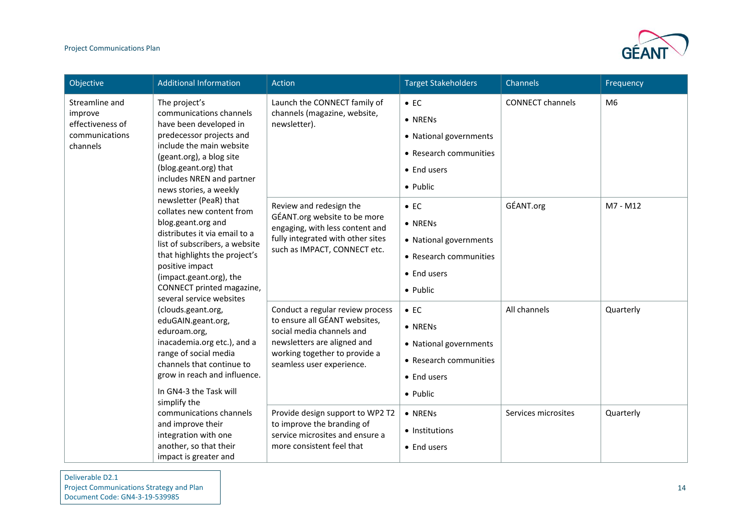| Objective | Additional Information | Action | Target Stakeholders | Channels | Frequency |
|---|---|---|---|---|---|
| Streamline and improve effectiveness of communications channels | The project's communications channels have been developed in predecessor projects and include the main website (geant.org), a blog site (blog.geant.org) that includes NREN and partner news stories, a weekly newsletter (PeaR) that collates new content from blog.geant.org and distributes it via email to a list of subscribers, a website that highlights the project's positive impact (impact.geant.org), the CONNECT printed magazine, several service websites (clouds.geant.org, eduGAIN.geant.org, eduroam.org, inacademia.org etc.), and a range of social media channels that continue to grow in reach and influence.<br><br>In GN4-3 the Task will simplify the communications channels and improve their integration with one another, so that their impact is greater and | Launch the CONNECT family of channels (magazine, website, newsletter). | • EC<br>• NRENs<br>• National governments<br>• Research communities<br>• End users<br>• Public | CONNECT channels | M6 |
| | | Review and redesign the GÉANT.org website to be more engaging, with less content and fully integrated with other sites such as IMPACT, CONNECT etc. | • EC<br>• NRENs<br>• National governments<br>• Research communities<br>• End users<br>• Public | GÉANT.org | M7 - M12 |
| | | Conduct a regular review process to ensure all GÉANT websites, social media channels and newsletters are aligned and working together to provide a seamless user experience. | • EC<br>• NRENs<br>• National governments<br>• Research communities<br>• End users<br>• Public | All channels | Quarterly |
| | | Provide design support to WP2 T2 to improve the branding of service microsites and ensure a more consistent feel that | • NRENs<br>• Institutions<br>• End users | Services microsites | Quarterly |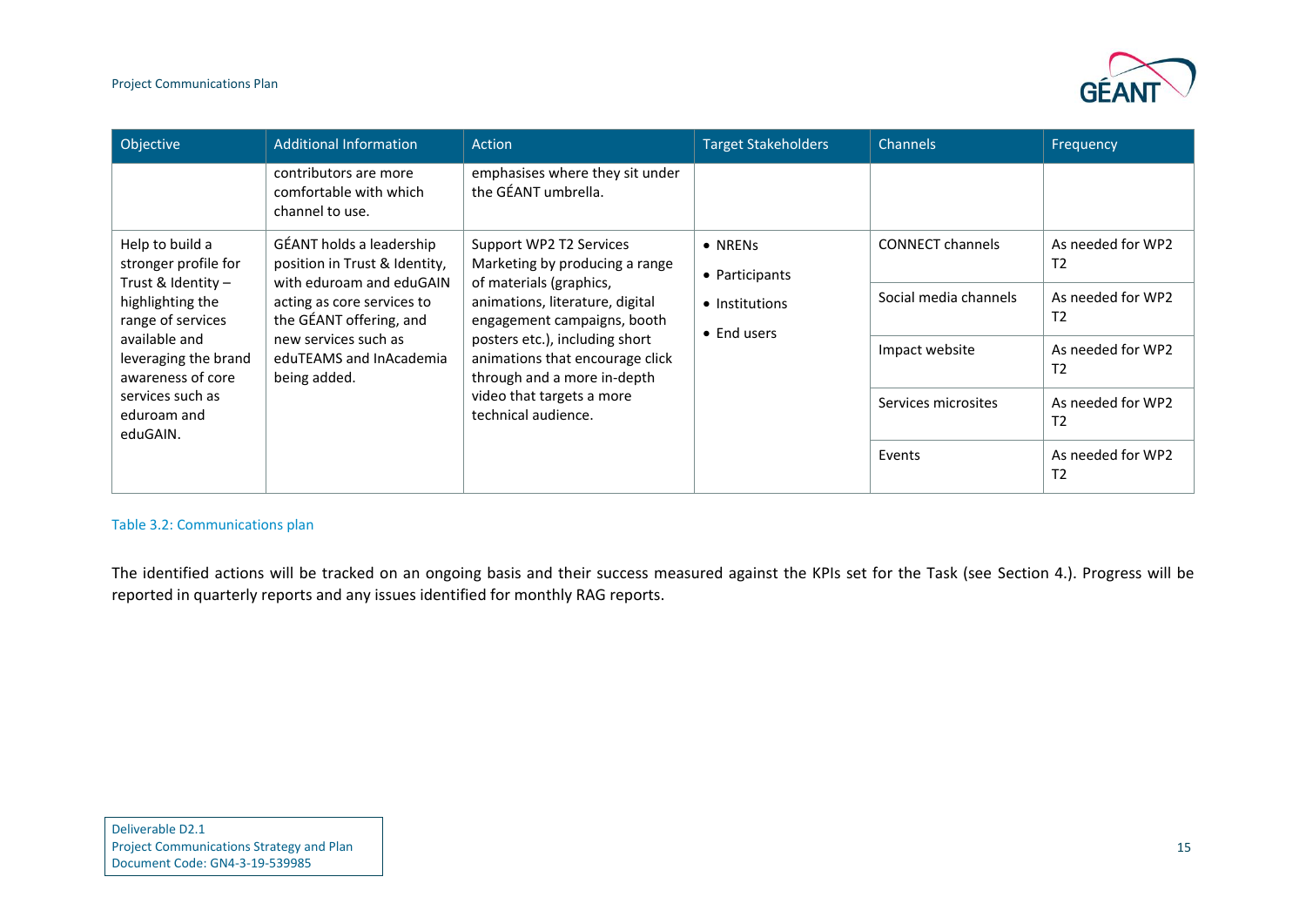| Objective | Additional Information | Action | Target Stakeholders | Channels | Frequency |
|---|---|---|---|---|---|
| | contributors are more comfortable with which channel to use. | emphasises where they sit under the GÉANT umbrella. | | | |
| Help to build a stronger profile for Trust & Identity – highlighting the range of services available and leveraging the brand awareness of core services such as eduroam and eduGAIN. | GÉANT holds a leadership position in Trust & Identity, with eduroam and eduGAIN acting as core services to the GÉANT offering, and new services such as eduTEAMS and InAcademia being added. | Support WP2 T2 Services Marketing by producing a range of materials (graphics, animations, literature, digital engagement campaigns, booth posters etc.), including short animations that encourage click through and a more in-depth video that targets a more technical audience. | • NRENs<br>• Participants<br>• Institutions<br>• End users | CONNECT channels | As needed for WP2 T2 |
| | | | | Social media channels | As needed for WP2 T2 |
| | | | | Impact website | As needed for WP2 T2 |
| | | | | Services microsites | As needed for WP2 T2 |
| | | | | Events | As needed for WP2 T2 |

Table 3.2: Communications plan

The identified actions will be tracked on an ongoing basis and their success measured against the KPIs set for the Task (see Section 4.). Progress will be reported in quarterly reports and any issues identified for monthly RAG reports.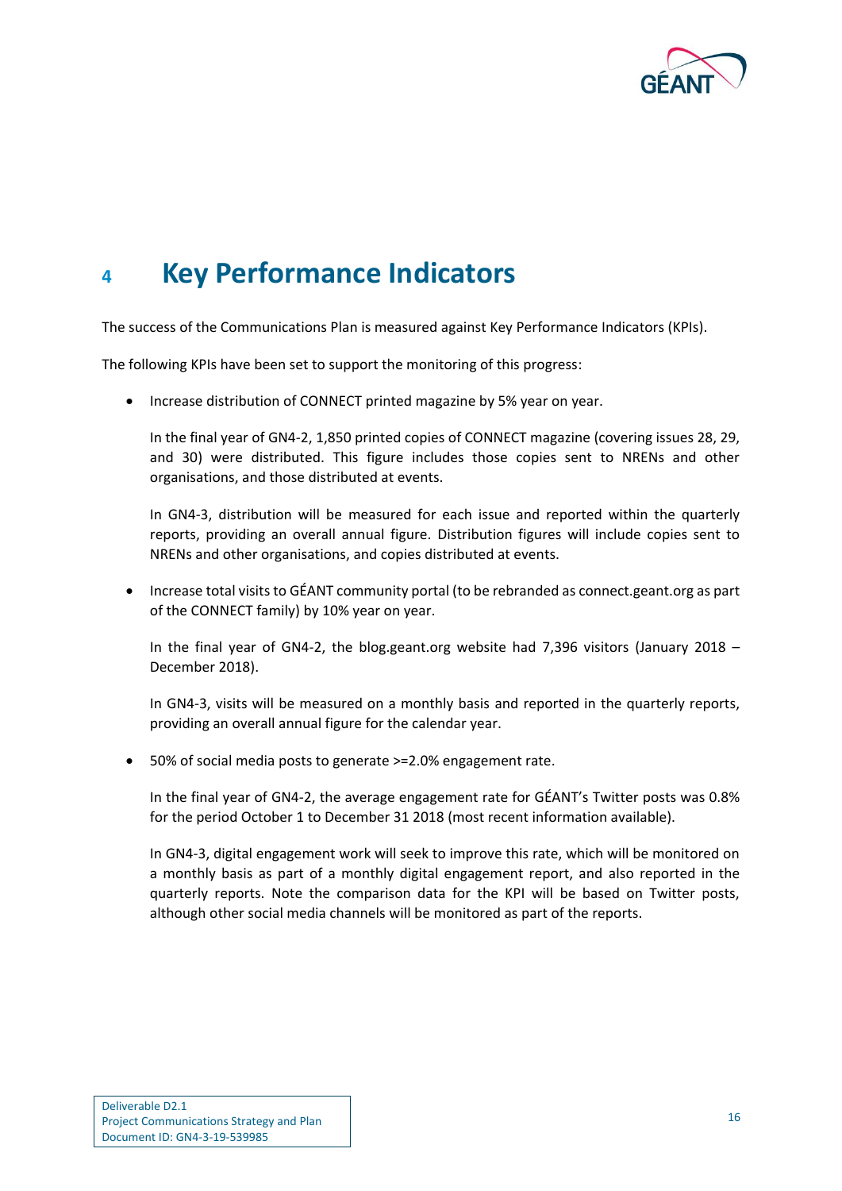# 4 Key Performance Indicators

The success of the Communications Plan is measured against Key Performance Indicators (KPIs).

The following KPIs have been set to support the monitoring of this progress:

- Increase distribution of CONNECT printed magazine by 5% year on year.

  In the final year of GN4-2, 1,850 printed copies of CONNECT magazine (covering issues 28, 29, and 30) were distributed. This figure includes those copies sent to NRENs and other organisations, and those distributed at events.

  In GN4-3, distribution will be measured for each issue and reported within the quarterly reports, providing an overall annual figure. Distribution figures will include copies sent to NRENs and other organisations, and copies distributed at events.

- Increase total visits to GÉANT community portal (to be rebranded as connect.geant.org as part of the CONNECT family) by 10% year on year.

  In the final year of GN4-2, the blog.geant.org website had 7,396 visitors (January 2018 – December 2018).

  In GN4-3, visits will be measured on a monthly basis and reported in the quarterly reports, providing an overall annual figure for the calendar year.

- 50% of social media posts to generate >=2.0% engagement rate.

  In the final year of GN4-2, the average engagement rate for GÉANT's Twitter posts was 0.8% for the period October 1 to December 31 2018 (most recent information available).

  In GN4-3, digital engagement work will seek to improve this rate, which will be monitored on a monthly basis as part of a monthly digital engagement report, and also reported in the quarterly reports. Note the comparison data for the KPI will be based on Twitter posts, although other social media channels will be monitored as part of the reports.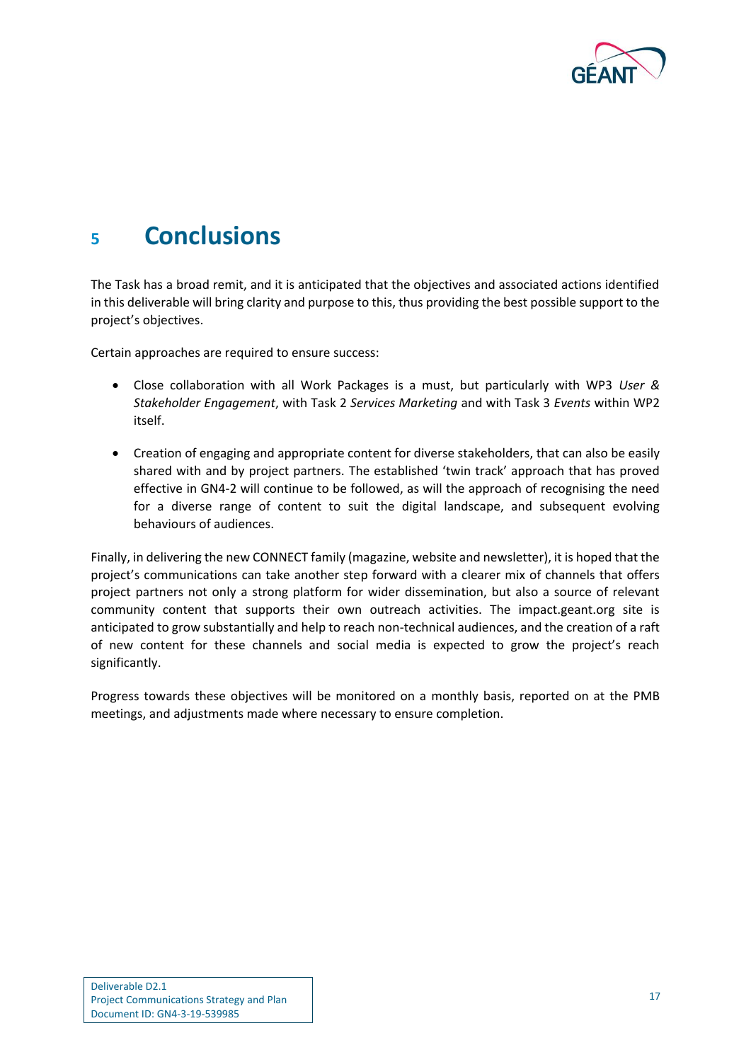# 5 Conclusions

The Task has a broad remit, and it is anticipated that the objectives and associated actions identified in this deliverable will bring clarity and purpose to this, thus providing the best possible support to the project's objectives.

Certain approaches are required to ensure success:

- Close collaboration with all Work Packages is a must, but particularly with WP3 *User & Stakeholder Engagement*, with Task 2 *Services Marketing* and with Task 3 *Events* within WP2 itself.
- Creation of engaging and appropriate content for diverse stakeholders, that can also be easily shared with and by project partners. The established 'twin track' approach that has proved effective in GN4-2 will continue to be followed, as will the approach of recognising the need for a diverse range of content to suit the digital landscape, and subsequent evolving behaviours of audiences.

Finally, in delivering the new CONNECT family (magazine, website and newsletter), it is hoped that the project's communications can take another step forward with a clearer mix of channels that offers project partners not only a strong platform for wider dissemination, but also a source of relevant community content that supports their own outreach activities. The impact.geant.org site is anticipated to grow substantially and help to reach non-technical audiences, and the creation of a raft of new content for these channels and social media is expected to grow the project's reach significantly.

Progress towards these objectives will be monitored on a monthly basis, reported on at the PMB meetings, and adjustments made where necessary to ensure completion.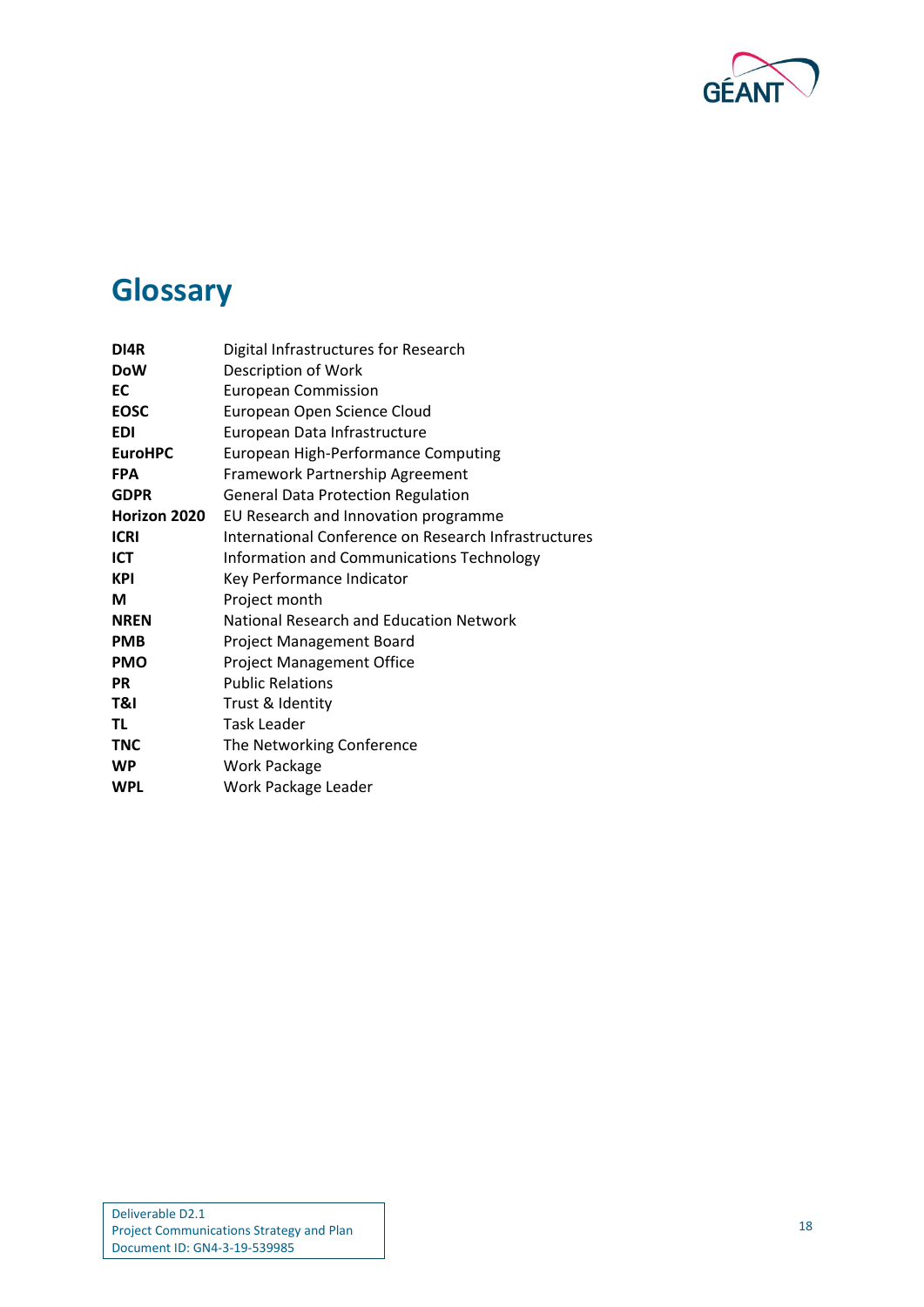# Glossary

| | |
|---|---|
| **DI4R** | Digital Infrastructures for Research |
| **DoW** | Description of Work |
| **EC** | European Commission |
| **EOSC** | European Open Science Cloud |
| **EDI** | European Data Infrastructure |
| **EuroHPC** | European High-Performance Computing |
| **FPA** | Framework Partnership Agreement |
| **GDPR** | General Data Protection Regulation |
| **Horizon 2020** | EU Research and Innovation programme |
| **ICRI** | International Conference on Research Infrastructures |
| **ICT** | Information and Communications Technology |
| **KPI** | Key Performance Indicator |
| **M** | Project month |
| **NREN** | National Research and Education Network |
| **PMB** | Project Management Board |
| **PMO** | Project Management Office |
| **PR** | Public Relations |
| **T&I** | Trust & Identity |
| **TL** | Task Leader |
| **TNC** | The Networking Conference |
| **WP** | Work Package |
| **WPL** | Work Package Leader |